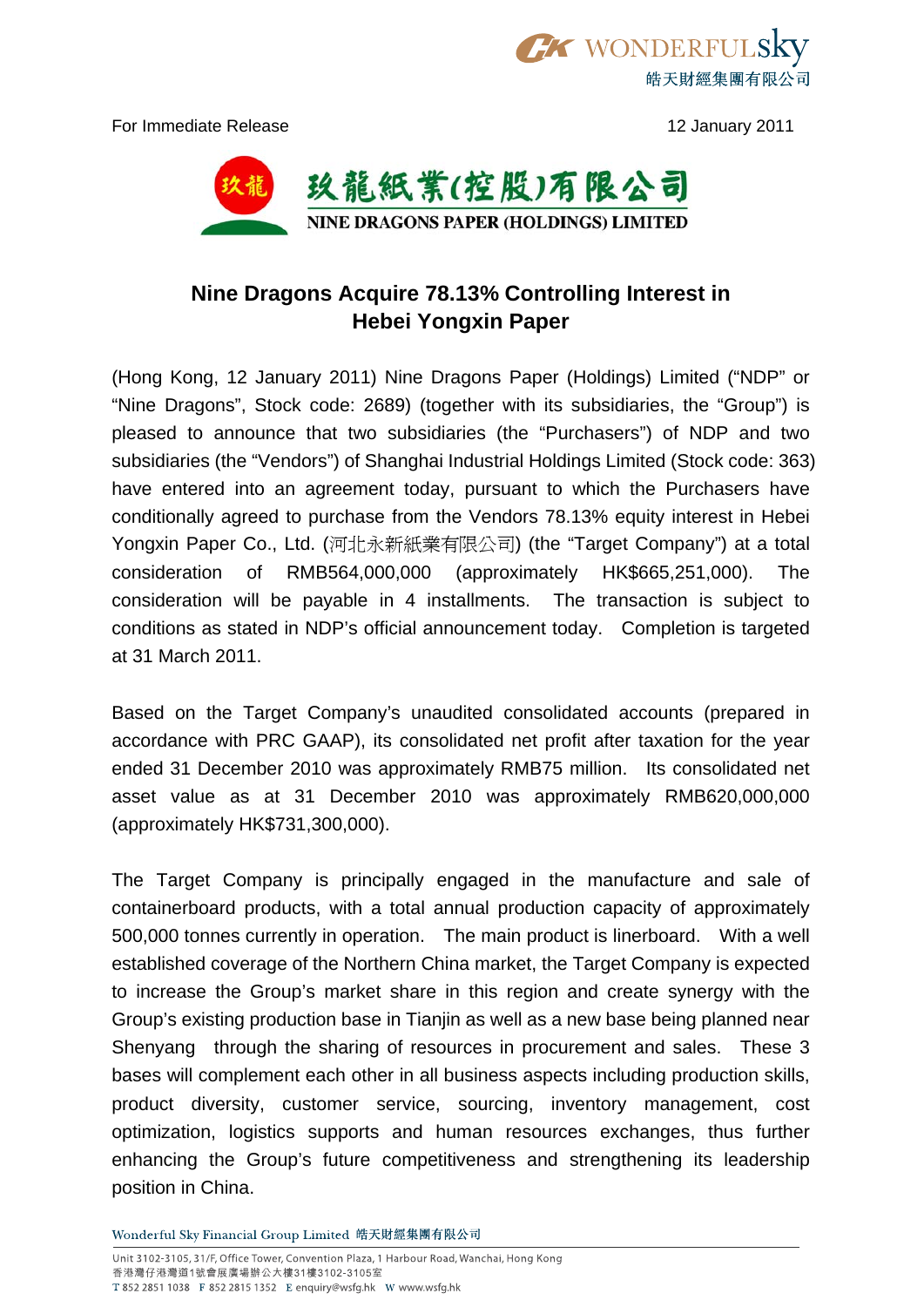For Immediate Release

12 January 2011

玖龍紙業(控股)有限公司

NINE DRAGONS PAPER (HOLDINGS) LIMITED

# Nine Dragons Acquire 78.13% Controlling Interest in Hebei Yongxin Paper

(Hong Kong, 12 January 2011) Nine Dragons Paper (Holdings) Limited ("NDP" or "Nine Dragons", Stock code: 2689) (together with its subsidiaries, the "Group") is pleased to announce that two subsidiaries (the "Purchasers") of NDP and two subsidiaries (the "Vendors") of Shanghai Industrial Holdings Limited (Stock code: 363) have entered into an agreement today, pursuant to which the Purchasers have conditionally agreed to purchase from the Vendors 78.13% equity interest in Hebei Yongxin Paper Co., Ltd. (河北永新紙業有限公司) (the "Target Company") at a total consideration of RMB564,000,000 (approximately HK$665,251,000). The consideration will be payable in 4 installments. The transaction is subject to conditions as stated in NDP's official announcement today. Completion is targeted at 31 March 2011.

Based on the Target Company's unaudited consolidated accounts (prepared in accordance with PRC GAAP), its consolidated net profit after taxation for the year ended 31 December 2010 was approximately RMB75 million. Its consolidated net asset value as at 31 December 2010 was approximately RMB620,000,000 (approximately HK$731,300,000).

The Target Company is principally engaged in the manufacture and sale of containerboard products, with a total annual production capacity of approximately 500,000 tonnes currently in operation. The main product is linerboard. With a well established coverage of the Northern China market, the Target Company is expected to increase the Group's market share in this region and create synergy with the Group's existing production base in Tianjin as well as a new base being planned near Shenyang through the sharing of resources in procurement and sales. These 3 bases will complement each other in all business aspects including production skills, product diversity, customer service, sourcing, inventory management, cost optimization, logistics supports and human resources exchanges, thus further enhancing the Group's future competitiveness and strengthening its leadership position in China.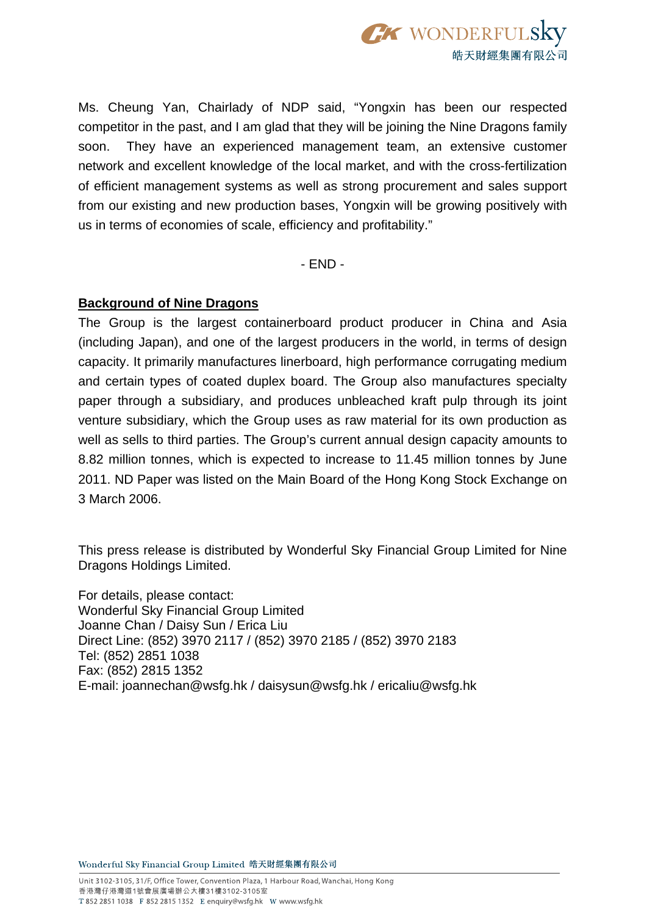Ms. Cheung Yan, Chairlady of NDP said, "Yongxin has been our respected competitor in the past, and I am glad that they will be joining the Nine Dragons family soon. They have an experienced management team, an extensive customer network and excellent knowledge of the local market, and with the cross-fertilization of efficient management systems as well as strong procurement and sales support from our existing and new production bases, Yongxin will be growing positively with us in terms of economies of scale, efficiency and profitability."

- END -

**Background of Nine Dragons**

The Group is the largest containerboard product producer in China and Asia (including Japan), and one of the largest producers in the world, in terms of design capacity. It primarily manufactures linerboard, high performance corrugating medium and certain types of coated duplex board. The Group also manufactures specialty paper through a subsidiary, and produces unbleached kraft pulp through its joint venture subsidiary, which the Group uses as raw material for its own production as well as sells to third parties. The Group's current annual design capacity amounts to 8.82 million tonnes, which is expected to increase to 11.45 million tonnes by June 2011. ND Paper was listed on the Main Board of the Hong Kong Stock Exchange on 3 March 2006.

This press release is distributed by Wonderful Sky Financial Group Limited for Nine Dragons Holdings Limited.

For details, please contact:
Wonderful Sky Financial Group Limited
Joanne Chan / Daisy Sun / Erica Liu
Direct Line: (852) 3970 2117 / (852) 3970 2185 / (852) 3970 2183
Tel: (852) 2851 1038
Fax: (852) 2815 1352
E-mail: joannechan@wsfg.hk / daisysun@wsfg.hk / ericaliu@wsfg.hk